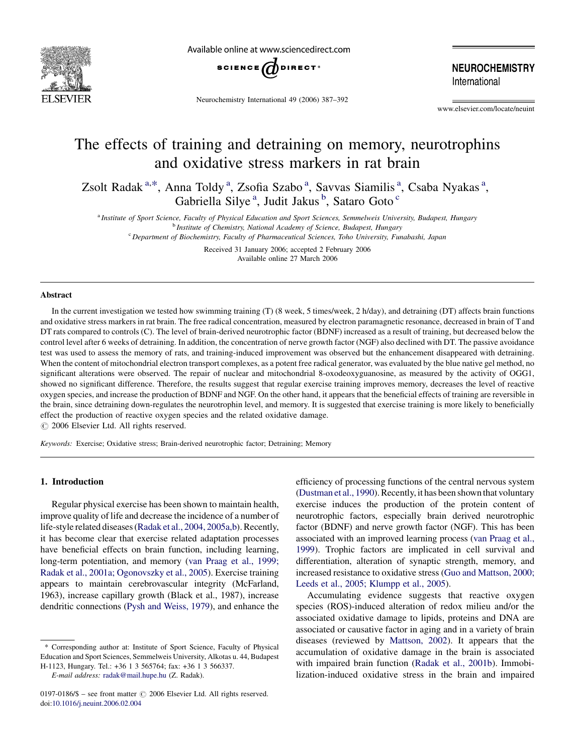# The effects of training and detraining on memory, neurotrophins and oxidative stress markers in rat brain

Zsolt Radak [a,*], Anna Toldy [a], Zsofia Szabo [a], Savvas Siamilis [a], Csaba Nyakas [a], Gabriella Silye [a], Judit Jakus [b], Sataro Goto [c]

[a] *Institute of Sport Science, Faculty of Physical Education and Sport Sciences, Semmelweis University, Budapest, Hungary*

[b] *Institute of Chemistry, National Academy of Science, Budapest, Hungary*

[c] *Department of Biochemistry, Faculty of Pharmaceutical Sciences, Toho University, Funabashi, Japan*

Received 31 January 2006; accepted 2 February 2006

Available online 27 March 2006

## Abstract

In the current investigation we tested how swimming training (T) (8 week, 5 times/week, 2 h/day), and detraining (DT) affects brain functions and oxidative stress markers in rat brain. The free radical concentration, measured by electron paramagnetic resonance, decreased in brain of T and DT rats compared to controls (C). The level of brain-derived neurotrophic factor (BDNF) increased as a result of training, but decreased below the control level after 6 weeks of detraining. In addition, the concentration of nerve growth factor (NGF) also declined with DT. The passive avoidance test was used to assess the memory of rats, and training-induced improvement was observed but the enhancement disappeared with detraining. When the content of mitochondrial electron transport complexes, as a potent free radical generator, was evaluated by the blue native gel method, no significant alterations were observed. The repair of nuclear and mitochondrial 8-oxodeoxyguanosine, as measured by the activity of OGG1, showed no significant difference. Therefore, the results suggest that regular exercise training improves memory, decreases the level of reactive oxygen species, and increase the production of BDNF and NGF. On the other hand, it appears that the beneficial effects of training are reversible in the brain, since detraining down-regulates the neurotrophin level, and memory. It is suggested that exercise training is more likely to beneficially effect the production of reactive oxygen species and the related oxidative damage.

© 2006 Elsevier Ltd. All rights reserved.

*Keywords:* Exercise; Oxidative stress; Brain-derived neurotrophic factor; Detraining; Memory

## 1. Introduction

Regular physical exercise has been shown to maintain health, improve quality of life and decrease the incidence of a number of life-style related diseases (Radak et al., 2004, 2005a,b). Recently, it has become clear that exercise related adaptation processes have beneficial effects on brain function, including learning, long-term potentiation, and memory (van Praag et al., 1999; Radak et al., 2001a; Ogonovszky et al., 2005). Exercise training appears to maintain cerebrovascular integrity (McFarland, 1963), increase capillary growth (Black et al., 1987), increase dendritic connections (Pysh and Weiss, 1979), and enhance the efficiency of processing functions of the central nervous system (Dustman et al., 1990). Recently, it has been shown that voluntary exercise induces the production of the protein content of neurotrophic factors, especially brain derived neurotrophic factor (BDNF) and nerve growth factor (NGF). This has been associated with an improved learning process (van Praag et al., 1999). Trophic factors are implicated in cell survival and differentiation, alteration of synaptic strength, memory, and increased resistance to oxidative stress (Guo and Mattson, 2000; Leeds et al., 2005; Klumpp et al., 2005).

Accumulating evidence suggests that reactive oxygen species (ROS)-induced alteration of redox milieu and/or the associated oxidative damage to lipids, proteins and DNA are associated or causative factor in aging and in a variety of brain diseases (reviewed by Mattson, 2002). It appears that the accumulation of oxidative damage in the brain is associated with impaired brain function (Radak et al., 2001b). Immobilization-induced oxidative stress in the brain and impaired

\* Corresponding author at: Institute of Sport Science, Faculty of Physical Education and Sport Sciences, Semmelweis University, Alkotas u. 44, Budapest H-1123, Hungary. Tel.: +36 1 3 565764; fax: +36 1 3 566337.

*E-mail address:* radak@mail.hupe.hu (Z. Radak).

0197-0186/$ – see front matter © 2006 Elsevier Ltd. All rights reserved.
doi:10.1016/j.neuint.2006.02.004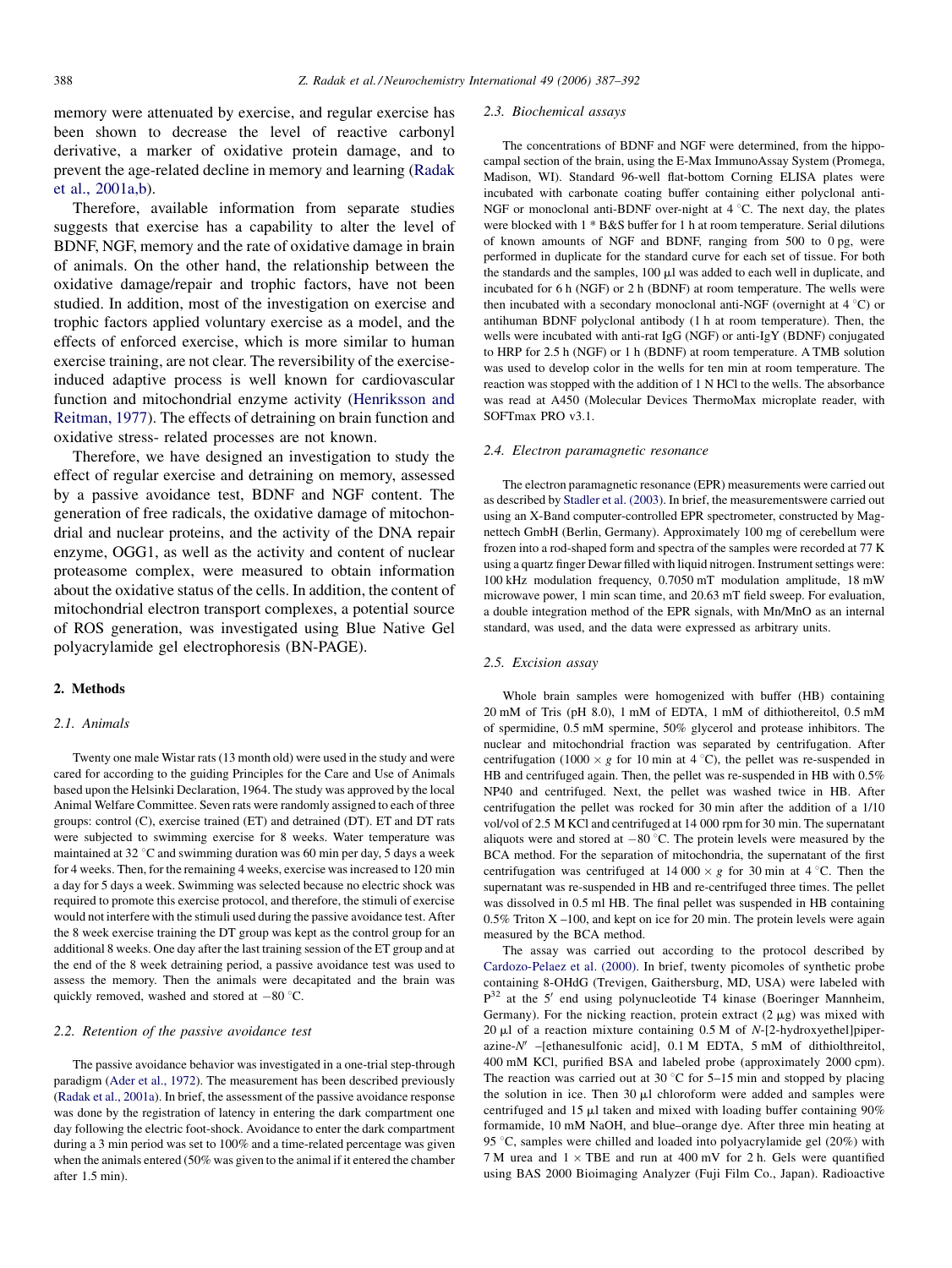memory were attenuated by exercise, and regular exercise has been shown to decrease the level of reactive carbonyl derivative, a marker of oxidative protein damage, and to prevent the age-related decline in memory and learning (Radak et al., 2001a,b).

Therefore, available information from separate studies suggests that exercise has a capability to alter the level of BDNF, NGF, memory and the rate of oxidative damage in brain of animals. On the other hand, the relationship between the oxidative damage/repair and trophic factors, have not been studied. In addition, most of the investigation on exercise and trophic factors applied voluntary exercise as a model, and the effects of enforced exercise, which is more similar to human exercise training, are not clear. The reversibility of the exercise-induced adaptive process is well known for cardiovascular function and mitochondrial enzyme activity (Henriksson and Reitman, 1977). The effects of detraining on brain function and oxidative stress- related processes are not known.

Therefore, we have designed an investigation to study the effect of regular exercise and detraining on memory, assessed by a passive avoidance test, BDNF and NGF content. The generation of free radicals, the oxidative damage of mitochondrial and nuclear proteins, and the activity of the DNA repair enzyme, OGG1, as well as the activity and content of nuclear proteasome complex, were measured to obtain information about the oxidative status of the cells. In addition, the content of mitochondrial electron transport complexes, a potential source of ROS generation, was investigated using Blue Native Gel polyacrylamide gel electrophoresis (BN-PAGE).

## 2. Methods

### 2.1. Animals

Twenty one male Wistar rats (13 month old) were used in the study and were cared for according to the guiding Principles for the Care and Use of Animals based upon the Helsinki Declaration, 1964. The study was approved by the local Animal Welfare Committee. Seven rats were randomly assigned to each of three groups: control (C), exercise trained (ET) and detrained (DT). ET and DT rats were subjected to swimming exercise for 8 weeks. Water temperature was maintained at 32 °C and swimming duration was 60 min per day, 5 days a week for 4 weeks. Then, for the remaining 4 weeks, exercise was increased to 120 min a day for 5 days a week. Swimming was selected because no electric shock was required to promote this exercise protocol, and therefore, the stimuli of exercise would not interfere with the stimuli used during the passive avoidance test. After the 8 week exercise training the DT group was kept as the control group for an additional 8 weeks. One day after the last training session of the ET group and at the end of the 8 week detraining period, a passive avoidance test was used to assess the memory. Then the animals were decapitated and the brain was quickly removed, washed and stored at −80 °C.

### 2.2. Retention of the passive avoidance test

The passive avoidance behavior was investigated in a one-trial step-through paradigm (Ader et al., 1972). The measurement has been described previously (Radak et al., 2001a). In brief, the assessment of the passive avoidance response was done by the registration of latency in entering the dark compartment one day following the electric foot-shock. Avoidance to enter the dark compartment during a 3 min period was set to 100% and a time-related percentage was given when the animals entered (50% was given to the animal if it entered the chamber after 1.5 min).

### 2.3. Biochemical assays

The concentrations of BDNF and NGF were determined, from the hippocampal section of the brain, using the E-Max ImmunoAssay System (Promega, Madison, WI). Standard 96-well flat-bottom Corning ELISA plates were incubated with carbonate coating buffer containing either polyclonal anti-NGF or monoclonal anti-BDNF over-night at 4 °C. The next day, the plates were blocked with 1 * B&S buffer for 1 h at room temperature. Serial dilutions of known amounts of NGF and BDNF, ranging from 500 to 0 pg, were performed in duplicate for the standard curve for each set of tissue. For both the standards and the samples, 100 μl was added to each well in duplicate, and incubated for 6 h (NGF) or 2 h (BDNF) at room temperature. The wells were then incubated with a secondary monoclonal anti-NGF (overnight at 4 °C) or antihuman BDNF polyclonal antibody (1 h at room temperature). Then, the wells were incubated with anti-rat IgG (NGF) or anti-IgY (BDNF) conjugated to HRP for 2.5 h (NGF) or 1 h (BDNF) at room temperature. A TMB solution was used to develop color in the wells for ten min at room temperature. The reaction was stopped with the addition of 1 N HCl to the wells. The absorbance was read at A450 (Molecular Devices ThermoMax microplate reader, with SOFTmax PRO v3.1.

### 2.4. Electron paramagnetic resonance

The electron paramagnetic resonance (EPR) measurements were carried out as described by Stadler et al. (2003). In brief, the measurementswere carried out using an X-Band computer-controlled EPR spectrometer, constructed by Magnettech GmbH (Berlin, Germany). Approximately 100 mg of cerebellum were frozen into a rod-shaped form and spectra of the samples were recorded at 77 K using a quartz finger Dewar filled with liquid nitrogen. Instrument settings were: 100 kHz modulation frequency, 0.7050 mT modulation amplitude, 18 mW microwave power, 1 min scan time, and 20.63 mT field sweep. For evaluation, a double integration method of the EPR signals, with Mn/MnO as an internal standard, was used, and the data were expressed as arbitrary units.

### 2.5. Excision assay

Whole brain samples were homogenized with buffer (HB) containing 20 mM of Tris (pH 8.0), 1 mM of EDTA, 1 mM of dithiothereitol, 0.5 mM of spermidine, 0.5 mM spermine, 50% glycerol and protease inhibitors. The nuclear and mitochondrial fraction was separated by centrifugation. After centrifugation (1000 × *g* for 10 min at 4 °C), the pellet was re-suspended in HB and centrifuged again. Then, the pellet was re-suspended in HB with 0.5% NP40 and centrifuged. Next, the pellet was washed twice in HB. After centrifugation the pellet was rocked for 30 min after the addition of a 1/10 vol/vol of 2.5 M KCl and centrifuged at 14 000 rpm for 30 min. The supernatant aliquots were and stored at −80 °C. The protein levels were measured by the BCA method. For the separation of mitochondria, the supernatant of the first centrifugation was centrifuged at 14 000 × *g* for 30 min at 4 °C. Then the supernatant was re-suspended in HB and re-centrifuged three times. The pellet was dissolved in 0.5 ml HB. The final pellet was suspended in HB containing 0.5% Triton X –100, and kept on ice for 20 min. The protein levels were again measured by the BCA method.

The assay was carried out according to the protocol described by Cardozo-Pelaez et al. (2000). In brief, twenty picomoles of synthetic probe containing 8-OHdG (Trevigen, Gaithersburg, MD, USA) were labeled with $P^{32}$ at the 5′ end using polynucleotide T4 kinase (Boeringer Mannheim, Germany). For the nicking reaction, protein extract (2 μg) was mixed with 20 μl of a reaction mixture containing 0.5 M of *N*-[2-hydroxyethel]piperazine-*N*′ –[ethanesulfonic acid], 0.1 M EDTA, 5 mM of dithiolthreitol, 400 mM KCl, purified BSA and labeled probe (approximately 2000 cpm). The reaction was carried out at 30 °C for 5–15 min and stopped by placing the solution in ice. Then 30 μl chloroform were added and samples were centrifuged and 15 μl taken and mixed with loading buffer containing 90% formamide, 10 mM NaOH, and blue–orange dye. After three min heating at 95 °C, samples were chilled and loaded into polyacrylamide gel (20%) with 7 M urea and 1 × TBE and run at 400 mV for 2 h. Gels were quantified using BAS 2000 Bioimaging Analyzer (Fuji Film Co., Japan). Radioactive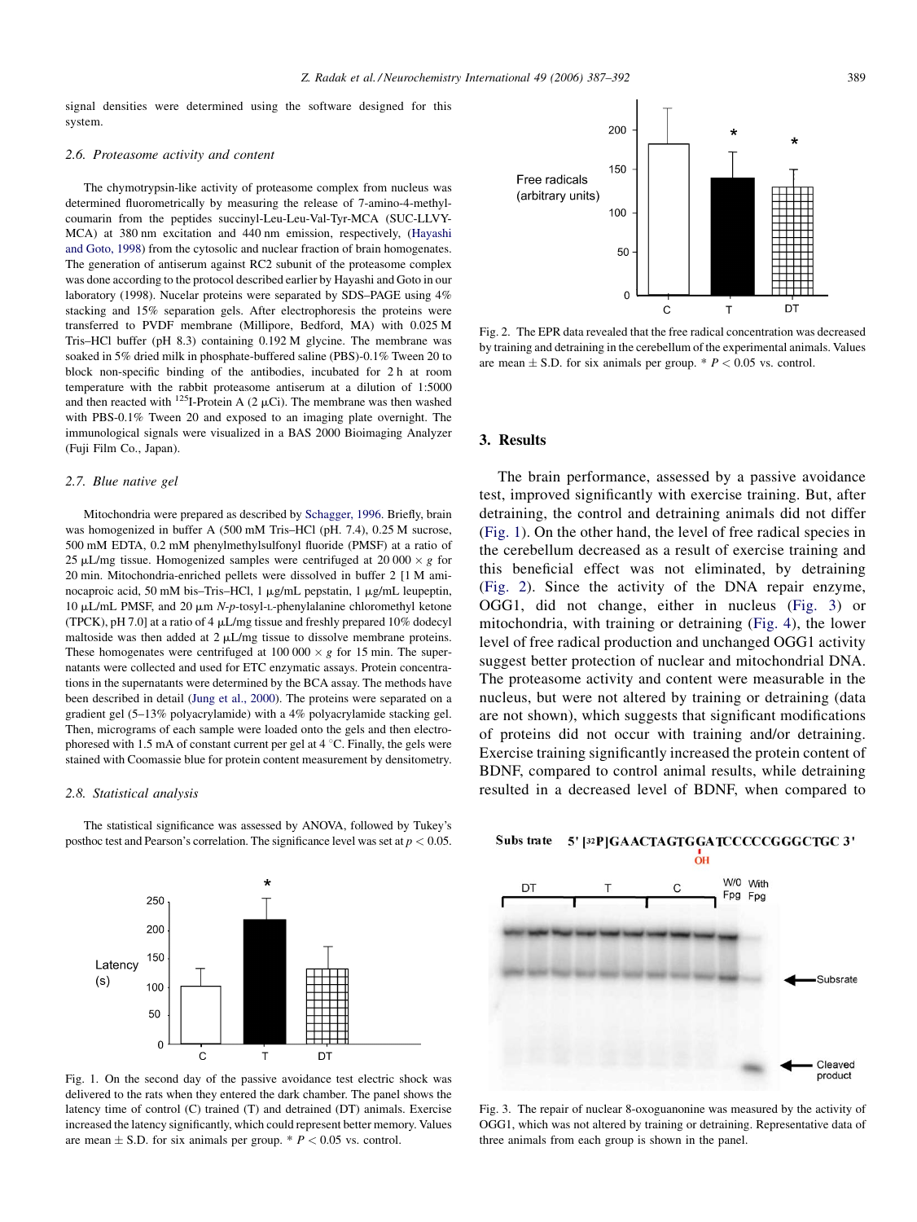signal densities were determined using the software designed for this system.

### 2.6. Proteasome activity and content

The chymotrypsin-like activity of proteasome complex from nucleus was determined fluorometrically by measuring the release of 7-amino-4-methyl-coumarin from the peptides succinyl-Leu-Leu-Val-Tyr-MCA (SUC-LLVY-MCA) at 380 nm excitation and 440 nm emission, respectively, (Hayashi and Goto, 1998) from the cytosolic and nuclear fraction of brain homogenates. The generation of antiserum against RC2 subunit of the proteasome complex was done according to the protocol described earlier by Hayashi and Goto in our laboratory (1998). Nucelar proteins were separated by SDS–PAGE using 4% stacking and 15% separation gels. After electrophoresis the proteins were transferred to PVDF membrane (Millipore, Bedford, MA) with 0.025 M Tris–HCl buffer (pH 8.3) containing 0.192 M glycine. The membrane was soaked in 5% dried milk in phosphate-buffered saline (PBS)-0.1% Tween 20 to block non-specific binding of the antibodies, incubated for 2 h at room temperature with the rabbit proteasome antiserum at a dilution of 1:5000 and then reacted with $^{125}$I-Protein A (2 μCi). The membrane was then washed with PBS-0.1% Tween 20 and exposed to an imaging plate overnight. The immunological signals were visualized in a BAS 2000 Bioimaging Analyzer (Fuji Film Co., Japan).

### 2.7. Blue native gel

Mitochondria were prepared as described by Schagger, 1996. Briefly, brain was homogenized in buffer A (500 mM Tris–HCl (pH. 7.4), 0.25 M sucrose, 500 mM EDTA, 0.2 mM phenylmethylsulfonyl fluoride (PMSF) at a ratio of 25 μL/mg tissue. Homogenized samples were centrifuged at 20 000 × g for 20 min. Mitochondria-enriched pellets were dissolved in buffer 2 [1 M aminocaproic acid, 50 mM bis–Tris–HCl, 1 μg/mL pepstatin, 1 μg/mL leupeptin, 10 μL/mL PMSF, and 20 μm *N-p*-tosyl-L-phenylalanine chloromethyl ketone (TPCK), pH 7.0] at a ratio of 4 μL/mg tissue and freshly prepared 10% dodecyl maltoside was then added at 2 μL/mg tissue to dissolve membrane proteins. These homogenates were centrifuged at 100 000 × g for 15 min. The supernatants were collected and used for ETC enzymatic assays. Protein concentrations in the supernatants were determined by the BCA assay. The methods have been described in detail (Jung et al., 2000). The proteins were separated on a gradient gel (5–13% polyacrylamide) with a 4% polyacrylamide stacking gel. Then, micrograms of each sample were loaded onto the gels and then electrophoresed with 1.5 mA of constant current per gel at 4 °C. Finally, the gels were stained with Coomassie blue for protein content measurement by densitometry.

### 2.8. Statistical analysis

The statistical significance was assessed by ANOVA, followed by Tukey's posthoc test and Pearson's correlation. The significance level was set at $p < 0.05$.

Fig. 1. On the second day of the passive avoidance test electric shock was delivered to the rats when they entered the dark chamber. The panel shows the latency time of control (C) trained (T) and detrained (DT) animals. Exercise increased the latency significantly, which could represent better memory. Values are mean ± S.D. for six animals per group. * $P < 0.05$ vs. control.

Fig. 2. The EPR data revealed that the free radical concentration was decreased by training and detraining in the cerebellum of the experimental animals. Values are mean ± S.D. for six animals per group. * $P < 0.05$ vs. control.

## 3. Results

The brain performance, assessed by a passive avoidance test, improved significantly with exercise training. But, after detraining, the control and detraining animals did not differ (Fig. 1). On the other hand, the level of free radical species in the cerebellum decreased as a result of exercise training and this beneficial effect was not eliminated, by detraining (Fig. 2). Since the activity of the DNA repair enzyme, OGG1, did not change, either in nucleus (Fig. 3) or mitochondria, with training or detraining (Fig. 4), the lower level of free radical production and unchanged OGG1 activity suggest better protection of nuclear and mitochondrial DNA. The proteasome activity and content were measurable in the nucleus, but were not altered by training or detraining (data are not shown), which suggests that significant modifications of proteins did not occur with training and/or detraining. Exercise training significantly increased the protein content of BDNF, compared to control animal results, while detraining resulted in a decreased level of BDNF, when compared to

Fig. 3. The repair of nuclear 8-oxoguanonine was measured by the activity of OGG1, which was not altered by training or detraining. Representative data of three animals from each group is shown in the panel.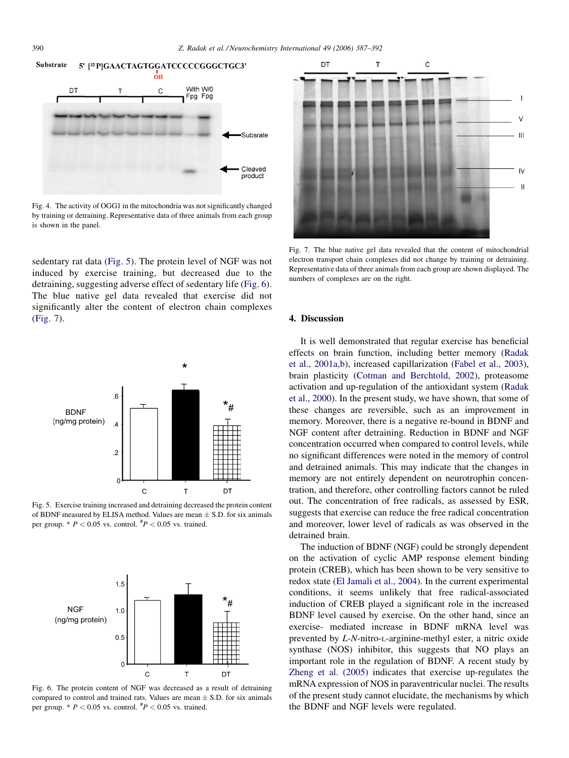Fig. 4. The activity of OGG1 in the mitochondria was not significantly changed by training or detraining. Representative data of three animals from each group is shown in the panel.

sedentary rat data (Fig. 5). The protein level of NGF was not induced by exercise training, but decreased due to the detraining, suggesting adverse effect of sedentary life (Fig. 6). The blue native gel data revealed that exercise did not significantly alter the content of electron chain complexes (Fig. 7).

Fig. 5. Exercise training increased and detraining decreased the protein content of BDNF measured by ELISA method. Values are mean ± S.D. for six animals per group. * $P < 0.05$ vs. control. [#]$P < 0.05$ vs. trained.

Fig. 6. The protein content of NGF was decreased as a result of detraining compared to control and trained rats. Values are mean ± S.D. for six animals per group. * $P < 0.05$ vs. control. [#]$P < 0.05$ vs. trained.

Fig. 7. The blue native gel data revealed that the content of mitochondrial electron transport chain complexes did not change by training or detraining. Representative data of three animals from each group are shown displayed. The numbers of complexes are on the right.

## 4. Discussion

It is well demonstrated that regular exercise has beneficial effects on brain function, including better memory (Radak et al., 2001a,b), increased capillarization (Fabel et al., 2003), brain plasticity (Cotman and Berchtold, 2002), proteasome activation and up-regulation of the antioxidant system (Radak et al., 2000). In the present study, we have shown, that some of these changes are reversible, such as an improvement in memory. Moreover, there is a negative re-bound in BDNF and NGF content after detraining. Reduction in BDNF and NGF concentration occurred when compared to control levels, while no significant differences were noted in the memory of control and detrained animals. This may indicate that the changes in memory are not entirely dependent on neurotrophin concentration, and therefore, other controlling factors cannot be ruled out. The concentration of free radicals, as assessed by ESR, suggests that exercise can reduce the free radical concentration and moreover, lower level of radicals as was observed in the detrained brain.

The induction of BDNF (NGF) could be strongly dependent on the activation of cyclic AMP response element binding protein (CREB), which has been shown to be very sensitive to redox state (El Jamali et al., 2004). In the current experimental conditions, it seems unlikely that free radical-associated induction of CREB played a significant role in the increased BDNF level caused by exercise. On the other hand, since an exercise- mediated increase in BDNF mRNA level was prevented by *L-N*-nitro-L-arginine-methyl ester, a nitric oxide synthase (NOS) inhibitor, this suggests that NO plays an important role in the regulation of BDNF. A recent study by Zheng et al. (2005) indicates that exercise up-regulates the mRNA expression of NOS in paraventricular nuclei. The results of the present study cannot elucidate, the mechanisms by which the BDNF and NGF levels were regulated.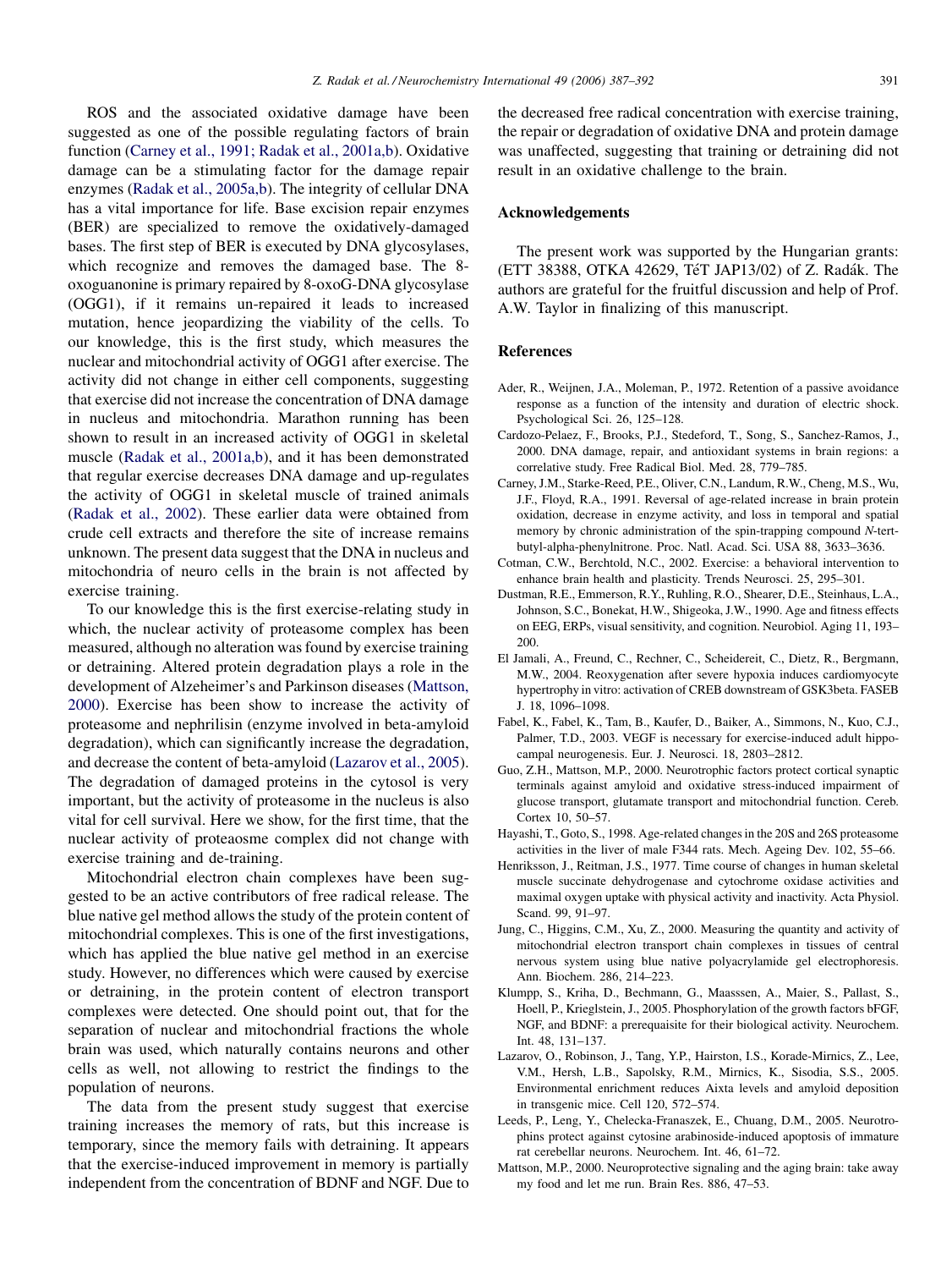ROS and the associated oxidative damage have been suggested as one of the possible regulating factors of brain function (Carney et al., 1991; Radak et al., 2001a,b). Oxidative damage can be a stimulating factor for the damage repair enzymes (Radak et al., 2005a,b). The integrity of cellular DNA has a vital importance for life. Base excision repair enzymes (BER) are specialized to remove the oxidatively-damaged bases. The first step of BER is executed by DNA glycosylases, which recognize and removes the damaged base. The 8-oxoguanonine is primary repaired by 8-oxoG-DNA glycosylase (OGG1), if it remains un-repaired it leads to increased mutation, hence jeopardizing the viability of the cells. To our knowledge, this is the first study, which measures the nuclear and mitochondrial activity of OGG1 after exercise. The activity did not change in either cell components, suggesting that exercise did not increase the concentration of DNA damage in nucleus and mitochondria. Marathon running has been shown to result in an increased activity of OGG1 in skeletal muscle (Radak et al., 2001a,b), and it has been demonstrated that regular exercise decreases DNA damage and up-regulates the activity of OGG1 in skeletal muscle of trained animals (Radak et al., 2002). These earlier data were obtained from crude cell extracts and therefore the site of increase remains unknown. The present data suggest that the DNA in nucleus and mitochondria of neuro cells in the brain is not affected by exercise training.

To our knowledge this is the first exercise-relating study in which, the nuclear activity of proteasome complex has been measured, although no alteration was found by exercise training or detraining. Altered protein degradation plays a role in the development of Alzeheimer's and Parkinson diseases (Mattson, 2000). Exercise has been show to increase the activity of proteasome and nephrilisin (enzyme involved in beta-amyloid degradation), which can significantly increase the degradation, and decrease the content of beta-amyloid (Lazarov et al., 2005). The degradation of damaged proteins in the cytosol is very important, but the activity of proteasome in the nucleus is also vital for cell survival. Here we show, for the first time, that the nuclear activity of proteaosme complex did not change with exercise training and de-training.

Mitochondrial electron chain complexes have been suggested to be an active contributors of free radical release. The blue native gel method allows the study of the protein content of mitochondrial complexes. This is one of the first investigations, which has applied the blue native gel method in an exercise study. However, no differences which were caused by exercise or detraining, in the protein content of electron transport complexes were detected. One should point out, that for the separation of nuclear and mitochondrial fractions the whole brain was used, which naturally contains neurons and other cells as well, not allowing to restrict the findings to the population of neurons.

The data from the present study suggest that exercise training increases the memory of rats, but this increase is temporary, since the memory fails with detraining. It appears that the exercise-induced improvement in memory is partially independent from the concentration of BDNF and NGF. Due to the decreased free radical concentration with exercise training, the repair or degradation of oxidative DNA and protein damage was unaffected, suggesting that training or detraining did not result in an oxidative challenge to the brain.

## Acknowledgements

The present work was supported by the Hungarian grants: (ETT 38388, OTKA 42629, TéT JAP13/02) of Z. Radák. The authors are grateful for the fruitful discussion and help of Prof. A.W. Taylor in finalizing of this manuscript.

## References

Ader, R., Weijnen, J.A., Moleman, P., 1972. Retention of a passive avoidance response as a function of the intensity and duration of electric shock. Psychological Sci. 26, 125–128.

Cardozo-Pelaez, F., Brooks, P.J., Stedeford, T., Song, S., Sanchez-Ramos, J., 2000. DNA damage, repair, and antioxidant systems in brain regions: a correlative study. Free Radical Biol. Med. 28, 779–785.

Carney, J.M., Starke-Reed, P.E., Oliver, C.N., Landum, R.W., Cheng, M.S., Wu, J.F., Floyd, R.A., 1991. Reversal of age-related increase in brain protein oxidation, decrease in enzyme activity, and loss in temporal and spatial memory by chronic administration of the spin-trapping compound *N*-tert-butyl-alpha-phenylnitrone. Proc. Natl. Acad. Sci. USA 88, 3633–3636.

Cotman, C.W., Berchtold, N.C., 2002. Exercise: a behavioral intervention to enhance brain health and plasticity. Trends Neurosci. 25, 295–301.

Dustman, R.E., Emmerson, R.Y., Ruhling, R.O., Shearer, D.E., Steinhaus, L.A., Johnson, S.C., Bonekat, H.W., Shigeoka, J.W., 1990. Age and fitness effects on EEG, ERPs, visual sensitivity, and cognition. Neurobiol. Aging 11, 193–200.

El Jamali, A., Freund, C., Rechner, C., Scheidereit, C., Dietz, R., Bergmann, M.W., 2004. Reoxygenation after severe hypoxia induces cardiomyocyte hypertrophy in vitro: activation of CREB downstream of GSK3beta. FASEB J. 18, 1096–1098.

Fabel, K., Fabel, K., Tam, B., Kaufer, D., Baiker, A., Simmons, N., Kuo, C.J., Palmer, T.D., 2003. VEGF is necessary for exercise-induced adult hippocampal neurogenesis. Eur. J. Neurosci. 18, 2803–2812.

Guo, Z.H., Mattson, M.P., 2000. Neurotrophic factors protect cortical synaptic terminals against amyloid and oxidative stress-induced impairment of glucose transport, glutamate transport and mitochondrial function. Cereb. Cortex 10, 50–57.

Hayashi, T., Goto, S., 1998. Age-related changes in the 20S and 26S proteasome activities in the liver of male F344 rats. Mech. Ageing Dev. 102, 55–66.

Henriksson, J., Reitman, J.S., 1977. Time course of changes in human skeletal muscle succinate dehydrogenase and cytochrome oxidase activities and maximal oxygen uptake with physical activity and inactivity. Acta Physiol. Scand. 99, 91–97.

Jung, C., Higgins, C.M., Xu, Z., 2000. Measuring the quantity and activity of mitochondrial electron transport chain complexes in tissues of central nervous system using blue native polyacrylamide gel electrophoresis. Ann. Biochem. 286, 214–223.

Klumpp, S., Kriha, D., Bechmann, G., Maasssen, A., Maier, S., Pallast, S., Hoell, P., Krieglstein, J., 2005. Phosphorylation of the growth factors bFGF, NGF, and BDNF: a prerequaisite for their biological activity. Neurochem. Int. 48, 131–137.

Lazarov, O., Robinson, J., Tang, Y.P., Hairston, I.S., Korade-Mirnics, Z., Lee, V.M., Hersh, L.B., Sapolsky, R.M., Mirnics, K., Sisodia, S.S., 2005. Environmental enrichment reduces Aixta levels and amyloid deposition in transgenic mice. Cell 120, 572–574.

Leeds, P., Leng, Y., Chelecka-Franaszek, E., Chuang, D.M., 2005. Neurotrophins protect against cytosine arabinoside-induced apoptosis of immature rat cerebellar neurons. Neurochem. Int. 46, 61–72.

Mattson, M.P., 2000. Neuroprotective signaling and the aging brain: take away my food and let me run. Brain Res. 886, 47–53.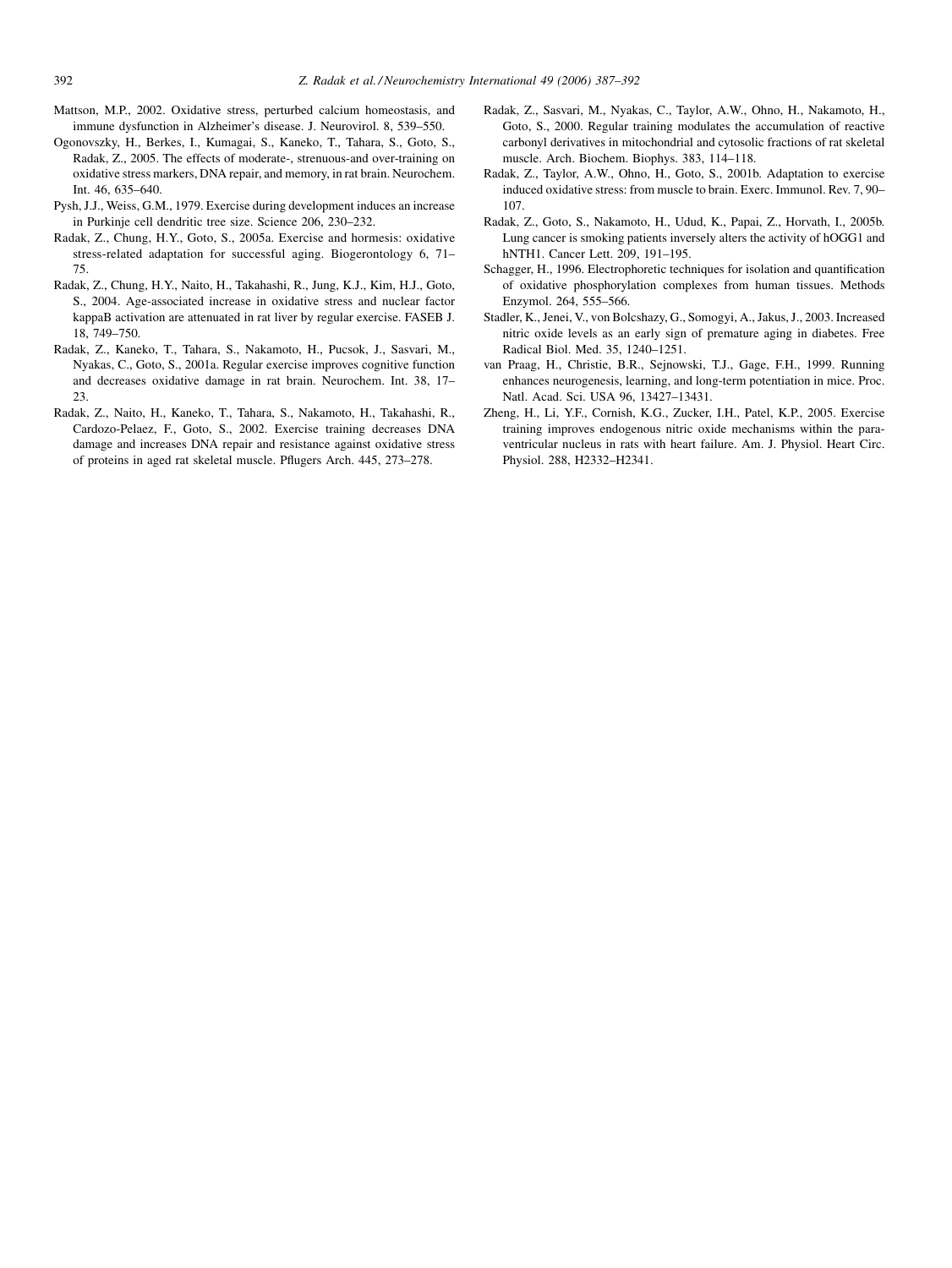Mattson, M.P., 2002. Oxidative stress, perturbed calcium homeostasis, and immune dysfunction in Alzheimer's disease. J. Neurovirol. 8, 539–550.

Ogonovszky, H., Berkes, I., Kumagai, S., Kaneko, T., Tahara, S., Goto, S., Radak, Z., 2005. The effects of moderate-, strenuous-and over-training on oxidative stress markers, DNA repair, and memory, in rat brain. Neurochem. Int. 46, 635–640.

Pysh, J.J., Weiss, G.M., 1979. Exercise during development induces an increase in Purkinje cell dendritic tree size. Science 206, 230–232.

Radak, Z., Chung, H.Y., Goto, S., 2005a. Exercise and hormesis: oxidative stress-related adaptation for successful aging. Biogerontology 6, 71–75.

Radak, Z., Chung, H.Y., Naito, H., Takahashi, R., Jung, K.J., Kim, H.J., Goto, S., 2004. Age-associated increase in oxidative stress and nuclear factor kappaB activation are attenuated in rat liver by regular exercise. FASEB J. 18, 749–750.

Radak, Z., Kaneko, T., Tahara, S., Nakamoto, H., Pucsok, J., Sasvari, M., Nyakas, C., Goto, S., 2001a. Regular exercise improves cognitive function and decreases oxidative damage in rat brain. Neurochem. Int. 38, 17–23.

Radak, Z., Naito, H., Kaneko, T., Tahara, S., Nakamoto, H., Takahashi, R., Cardozo-Pelaez, F., Goto, S., 2002. Exercise training decreases DNA damage and increases DNA repair and resistance against oxidative stress of proteins in aged rat skeletal muscle. Pflugers Arch. 445, 273–278.

Radak, Z., Sasvari, M., Nyakas, C., Taylor, A.W., Ohno, H., Nakamoto, H., Goto, S., 2000. Regular training modulates the accumulation of reactive carbonyl derivatives in mitochondrial and cytosolic fractions of rat skeletal muscle. Arch. Biochem. Biophys. 383, 114–118.

Radak, Z., Taylor, A.W., Ohno, H., Goto, S., 2001b. Adaptation to exercise induced oxidative stress: from muscle to brain. Exerc. Immunol. Rev. 7, 90–107.

Radak, Z., Goto, S., Nakamoto, H., Udud, K., Papai, Z., Horvath, I., 2005b. Lung cancer is smoking patients inversely alters the activity of hOGG1 and hNTH1. Cancer Lett. 209, 191–195.

Schagger, H., 1996. Electrophoretic techniques for isolation and quantification of oxidative phosphorylation complexes from human tissues. Methods Enzymol. 264, 555–566.

Stadler, K., Jenei, V., von Bolcshazy, G., Somogyi, A., Jakus, J., 2003. Increased nitric oxide levels as an early sign of premature aging in diabetes. Free Radical Biol. Med. 35, 1240–1251.

van Praag, H., Christie, B.R., Sejnowski, T.J., Gage, F.H., 1999. Running enhances neurogenesis, learning, and long-term potentiation in mice. Proc. Natl. Acad. Sci. USA 96, 13427–13431.

Zheng, H., Li, Y.F., Cornish, K.G., Zucker, I.H., Patel, K.P., 2005. Exercise training improves endogenous nitric oxide mechanisms within the paraventricular nucleus in rats with heart failure. Am. J. Physiol. Heart Circ. Physiol. 288, H2332–H2341.